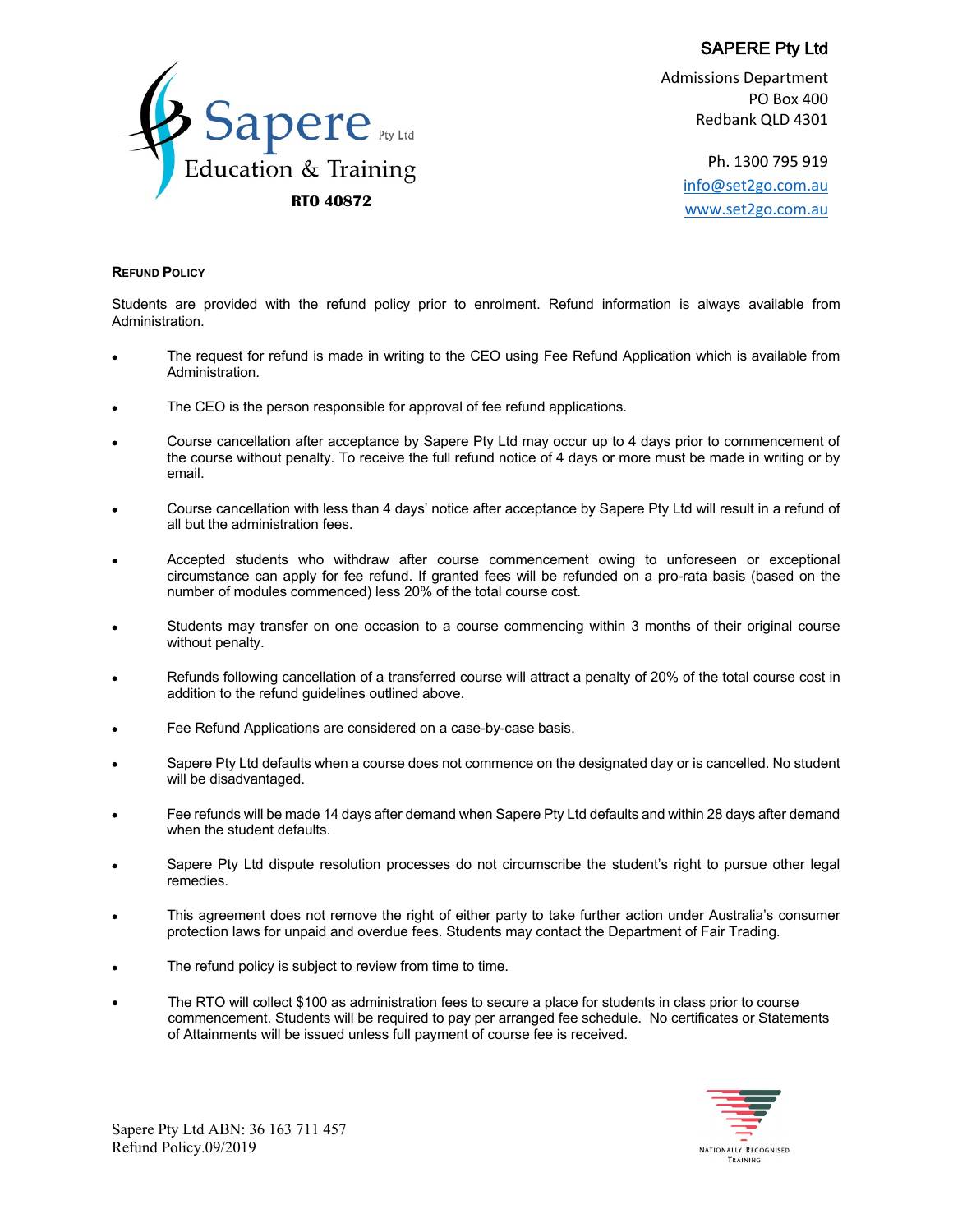**SAPERE Pty Ltd**

Sapere Pty Ltd
Education & Training
**RTO 40872**

Admissions Department
PO Box 400
Redbank QLD 4301

Ph. 1300 795 919
info@set2go.com.au
www.set2go.com.au

## REFUND POLICY

Students are provided with the refund policy prior to enrolment. Refund information is always available from Administration.

- The request for refund is made in writing to the CEO using Fee Refund Application which is available from Administration.
- The CEO is the person responsible for approval of fee refund applications.
- Course cancellation after acceptance by Sapere Pty Ltd may occur up to 4 days prior to commencement of the course without penalty. To receive the full refund notice of 4 days or more must be made in writing or by email.
- Course cancellation with less than 4 days' notice after acceptance by Sapere Pty Ltd will result in a refund of all but the administration fees.
- Accepted students who withdraw after course commencement owing to unforeseen or exceptional circumstance can apply for fee refund. If granted fees will be refunded on a pro-rata basis (based on the number of modules commenced) less 20% of the total course cost.
- Students may transfer on one occasion to a course commencing within 3 months of their original course without penalty.
- Refunds following cancellation of a transferred course will attract a penalty of 20% of the total course cost in addition to the refund guidelines outlined above.
- Fee Refund Applications are considered on a case-by-case basis.
- Sapere Pty Ltd defaults when a course does not commence on the designated day or is cancelled. No student will be disadvantaged.
- Fee refunds will be made 14 days after demand when Sapere Pty Ltd defaults and within 28 days after demand when the student defaults.
- Sapere Pty Ltd dispute resolution processes do not circumscribe the student's right to pursue other legal remedies.
- This agreement does not remove the right of either party to take further action under Australia's consumer protection laws for unpaid and overdue fees. Students may contact the Department of Fair Trading.
- The refund policy is subject to review from time to time.
- The RTO will collect $100 as administration fees to secure a place for students in class prior to course commencement. Students will be required to pay per arranged fee schedule. No certificates or Statements of Attainments will be issued unless full payment of course fee is received.

Sapere Pty Ltd ABN: 36 163 711 457
Refund Policy.09/2019

NATIONALLY RECOGNISED TRAINING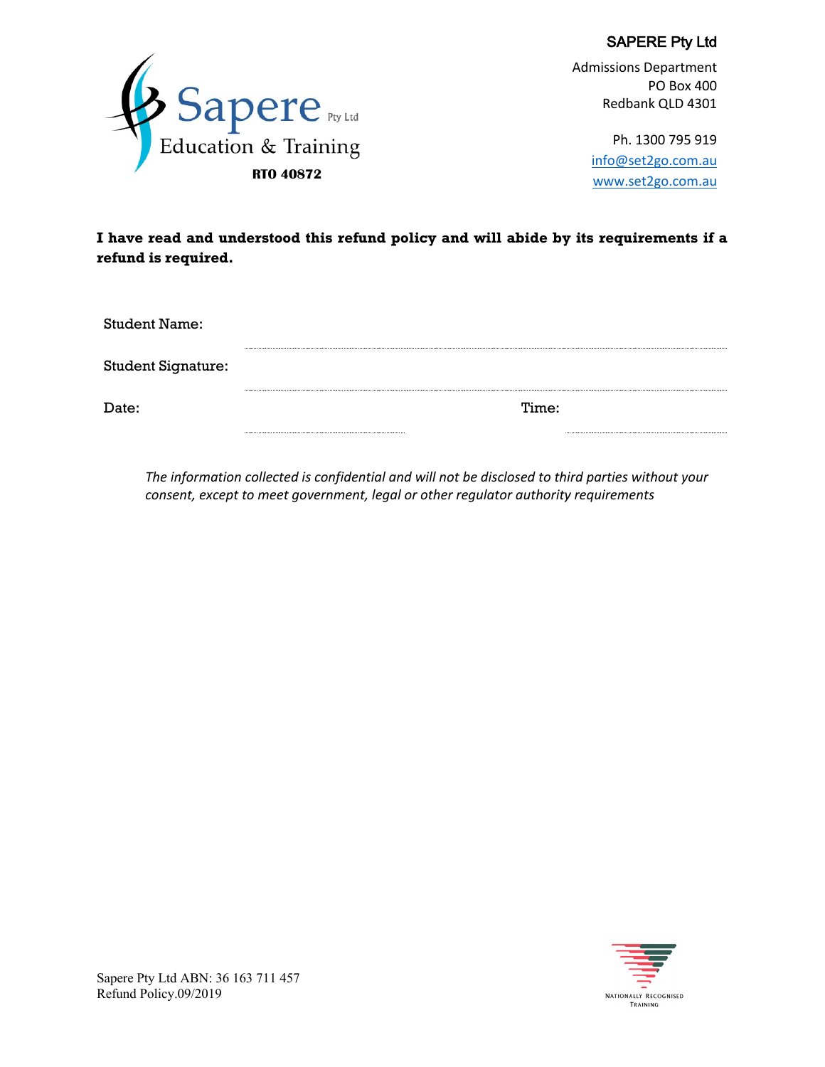SAPERE Pty Ltd

Admissions Department
PO Box 400
Redbank QLD 4301

Ph. 1300 795 919
info@set2go.com.au
www.set2go.com.au

Sapere Pty Ltd
Education & Training
**RTO 40872**

**I have read and understood this refund policy and will abide by its requirements if a refund is required.**

Student Name: ______________________________

Student Signature: ______________________________

Date: ______________ Time: ______________

*The information collected is confidential and will not be disclosed to third parties without your consent, except to meet government, legal or other regulator authority requirements*

Sapere Pty Ltd ABN: 36 163 711 457
Refund Policy.09/2019

NATIONALLY RECOGNISED TRAINING